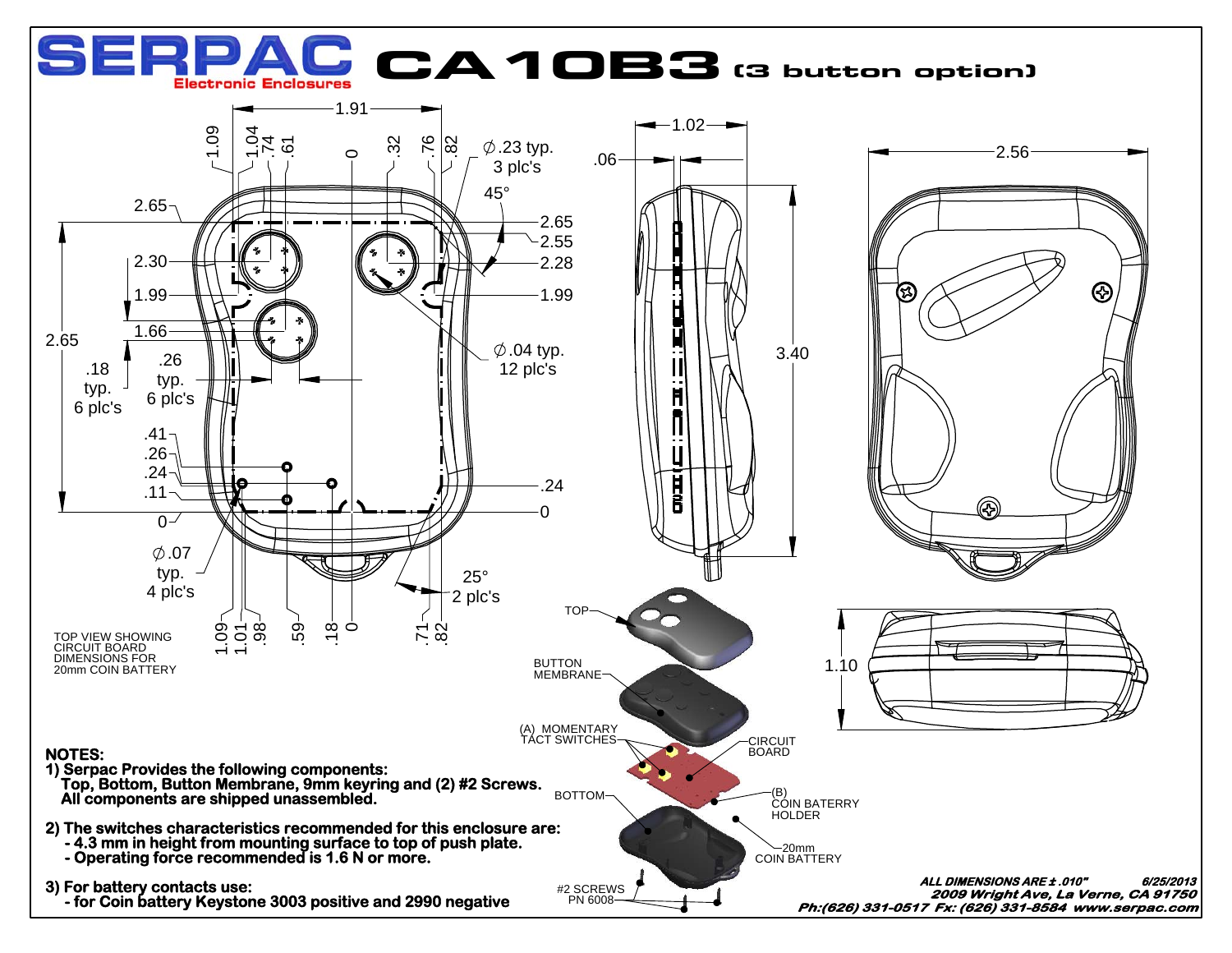# SERPAC CA10B3 (3 button option)

Electronic Enclosures

TOP VIEW SHOWING CIRCUIT BOARD DIMENSIONS FOR 20mm COIN BATTERY

TOP

BUTTON MEMBRANE

(A) MOMENTARY TACT SWITCHES

CIRCUIT BOARD

BOTTOM

(B) COIN BATERRY HOLDER

20mm COIN BATTERY

#2 SCREWS PN 6008

**NOTES:**

**1) Serpac Provides the following components:**
**Top, Bottom, Button Membrane, 9mm keyring and (2) #2 Screws.**
**All components are shipped unassembled.**

**2) The switches characteristics recommended for this enclosure are:**
**- 4.3 mm in height from mounting surface to top of push plate.**
**- Operating force recommended is 1.6 N or more.**

**3) For battery contacts use:**
**- for Coin battery Keystone 3003 positive and 2990 negative**

***ALL DIMENSIONS ARE ± .010"*** ***6/25/2013***

***2009 Wright Ave, La Verne, CA 91750***

***Ph:(626) 331-0517 Fx: (626) 331-8584 www.serpac.com***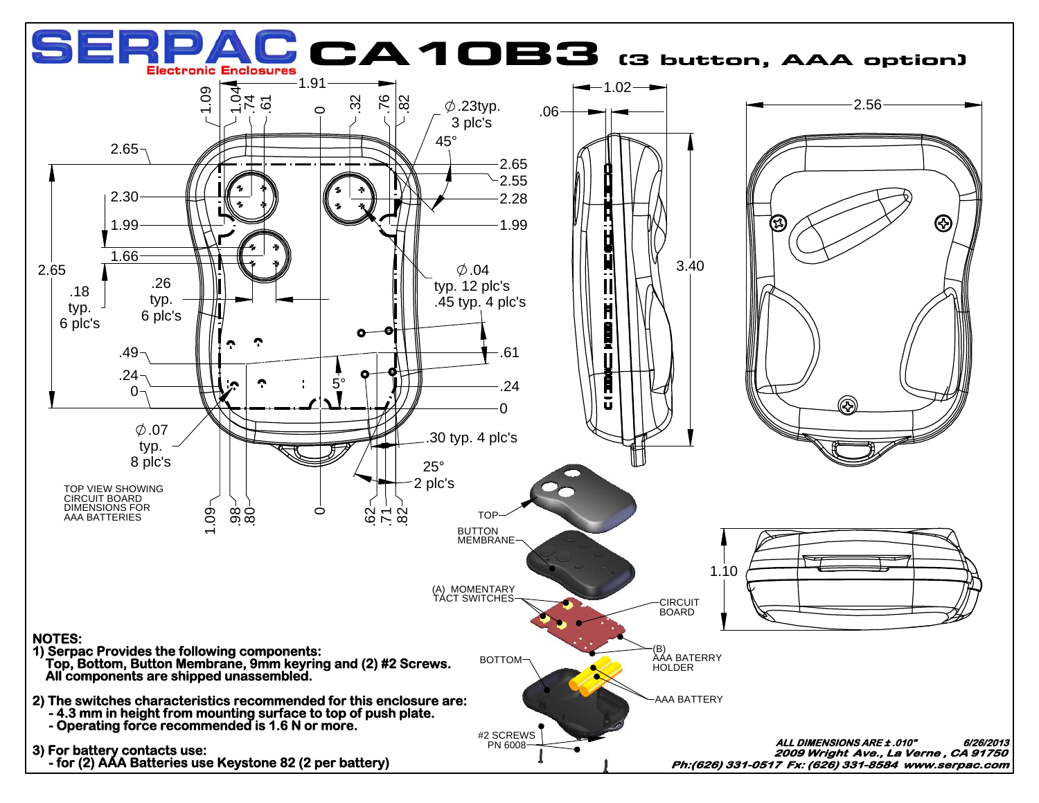# SERPAC CA10B3 (3 button, AAA option)

Electronic Enclosures

1.91
1.09
1.04
.74
.61
0
.32
.76
.82
∅.23typ.
3 plc's
45°
2.65
2.65
2.55
2.30
2.28
1.99
1.99
1.66
2.65
.18
typ.
6 plc's
.26
typ.
6 plc's
∅.04
typ. 12 plc's
.45 typ. 4 plc's
.61
.49
.24
.24
0
0
5°
∅.07
typ.
8 plc's
.30 typ. 4 plc's
25°
2 plc's
1.09
.98
.80
0
.62
.71
.82

TOP VIEW SHOWING
CIRCUIT BOARD
DIMENSIONS FOR
AAA BATTERIES

1.02
.06
3.40
2.56
1.10

TOP
BUTTON
MEMBRANE
(A) MOMENTARY
TACT SWITCHES
CIRCUIT
BOARD
(B)
AAA BATERRY
HOLDER
BOTTOM
AAA BATTERY
#2 SCREWS
PN 6008

**NOTES:**

**1) Serpac Provides the following components:**
**Top, Bottom, Button Membrane, 9mm keyring and (2) #2 Screws.**
**All components are shipped unassembled.**

**2) The switches characteristics recommended for this enclosure are:**
**- 4.3 mm in height from mounting surface to top of push plate.**
**- Operating force recommended is 1.6 N or more.**

**3) For battery contacts use:**
**- for (2) AAA Batteries use Keystone 82 (2 per battery)**

*ALL DIMENSIONS ARE ± .010"* *6/26/2013*
*2009 Wright Ave., La Verne , CA 91750*
*Ph:(626) 331-0517 Fx: (626) 331-8584 www.serpac.com*